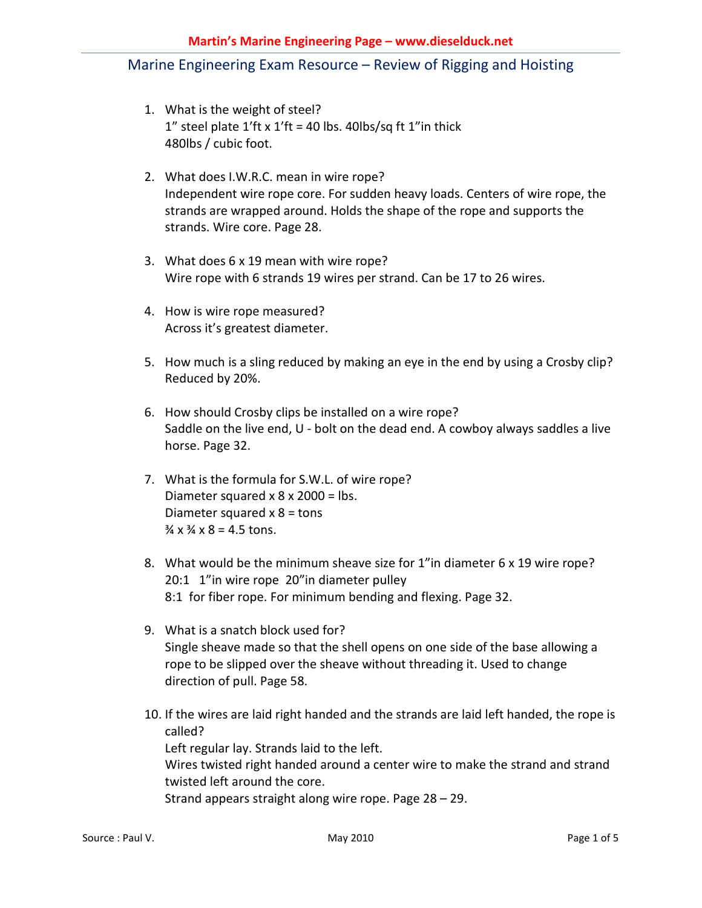# Marine Engineering Exam Resource – Review of Rigging and Hoisting

1. What is the weight of steel?
   1" steel plate 1'ft x 1'ft = 40 lbs. 40lbs/sq ft 1"in thick
   480lbs / cubic foot.

2. What does I.W.R.C. mean in wire rope?
   Independent wire rope core. For sudden heavy loads. Centers of wire rope, the strands are wrapped around. Holds the shape of the rope and supports the strands. Wire core. Page 28.

3. What does 6 x 19 mean with wire rope?
   Wire rope with 6 strands 19 wires per strand. Can be 17 to 26 wires.

4. How is wire rope measured?
   Across it's greatest diameter.

5. How much is a sling reduced by making an eye in the end by using a Crosby clip?
   Reduced by 20%.

6. How should Crosby clips be installed on a wire rope?
   Saddle on the live end, U - bolt on the dead end. A cowboy always saddles a live horse. Page 32.

7. What is the formula for S.W.L. of wire rope?
   Diameter squared x 8 x 2000 = lbs.
   Diameter squared x 8 = tons
   ¾ x ¾ x 8 = 4.5 tons.

8. What would be the minimum sheave size for 1"in diameter 6 x 19 wire rope?
   20:1 1"in wire rope 20"in diameter pulley
   8:1 for fiber rope. For minimum bending and flexing. Page 32.

9. What is a snatch block used for?
   Single sheave made so that the shell opens on one side of the base allowing a rope to be slipped over the sheave without threading it. Used to change direction of pull. Page 58.

10. If the wires are laid right handed and the strands are laid left handed, the rope is called?
    Left regular lay. Strands laid to the left.
    Wires twisted right handed around a center wire to make the strand and strand twisted left around the core.
    Strand appears straight along wire rope. Page 28 – 29.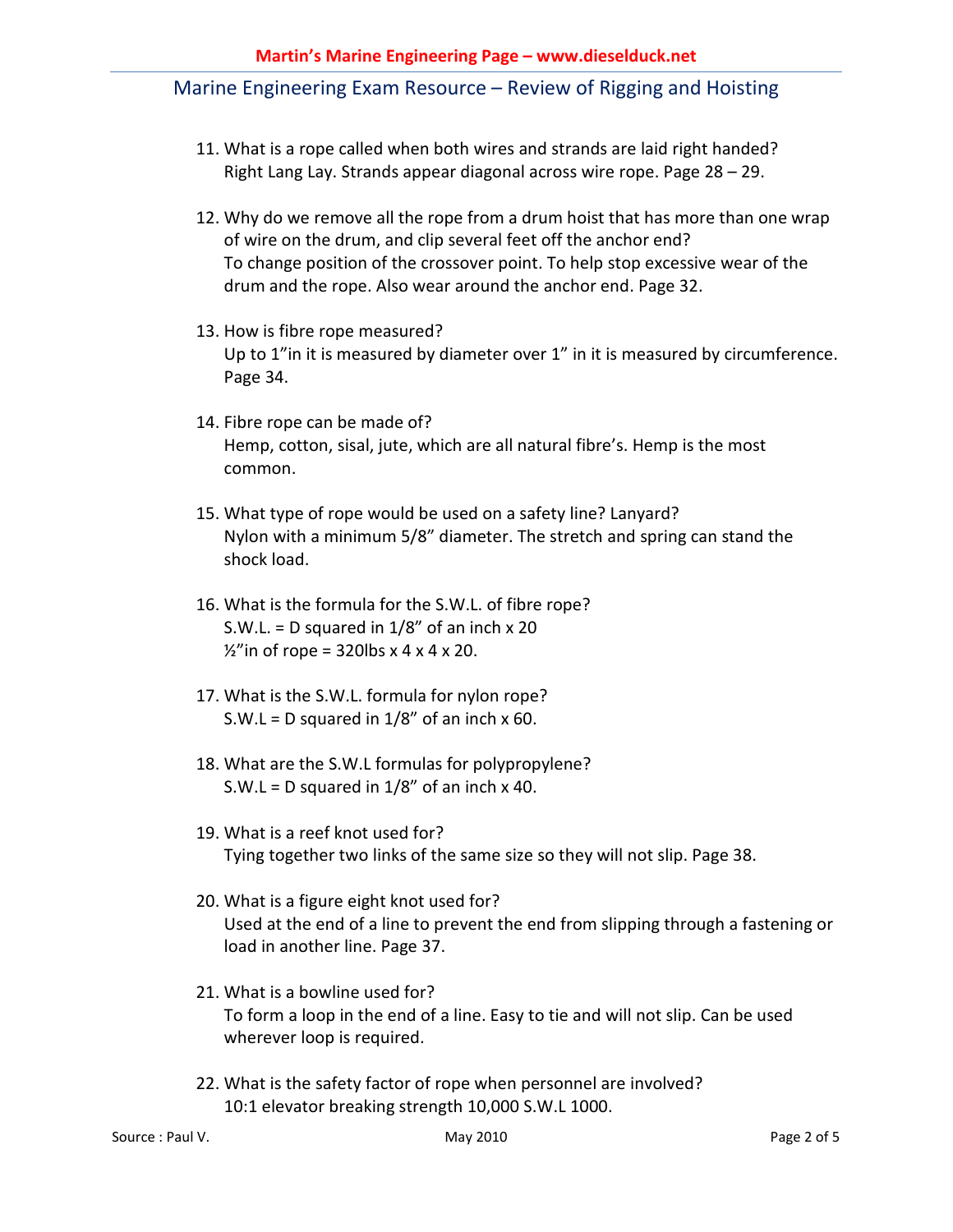11. What is a rope called when both wires and strands are laid right handed?
    Right Lang Lay. Strands appear diagonal across wire rope. Page 28 – 29.

12. Why do we remove all the rope from a drum hoist that has more than one wrap of wire on the drum, and clip several feet off the anchor end?
    To change position of the crossover point. To help stop excessive wear of the drum and the rope. Also wear around the anchor end. Page 32.

13. How is fibre rope measured?
    Up to 1"in it is measured by diameter over 1" in it is measured by circumference. Page 34.

14. Fibre rope can be made of?
    Hemp, cotton, sisal, jute, which are all natural fibre's. Hemp is the most common.

15. What type of rope would be used on a safety line? Lanyard?
    Nylon with a minimum 5/8" diameter. The stretch and spring can stand the shock load.

16. What is the formula for the S.W.L. of fibre rope?
    S.W.L. = D squared in 1/8" of an inch x 20
    ½"in of rope = 320lbs x 4 x 4 x 20.

17. What is the S.W.L. formula for nylon rope?
    S.W.L = D squared in 1/8" of an inch x 60.

18. What are the S.W.L formulas for polypropylene?
    S.W.L = D squared in 1/8" of an inch x 40.

19. What is a reef knot used for?
    Tying together two links of the same size so they will not slip. Page 38.

20. What is a figure eight knot used for?
    Used at the end of a line to prevent the end from slipping through a fastening or load in another line. Page 37.

21. What is a bowline used for?
    To form a loop in the end of a line. Easy to tie and will not slip. Can be used wherever loop is required.

22. What is the safety factor of rope when personnel are involved?
    10:1 elevator breaking strength 10,000 S.W.L 1000.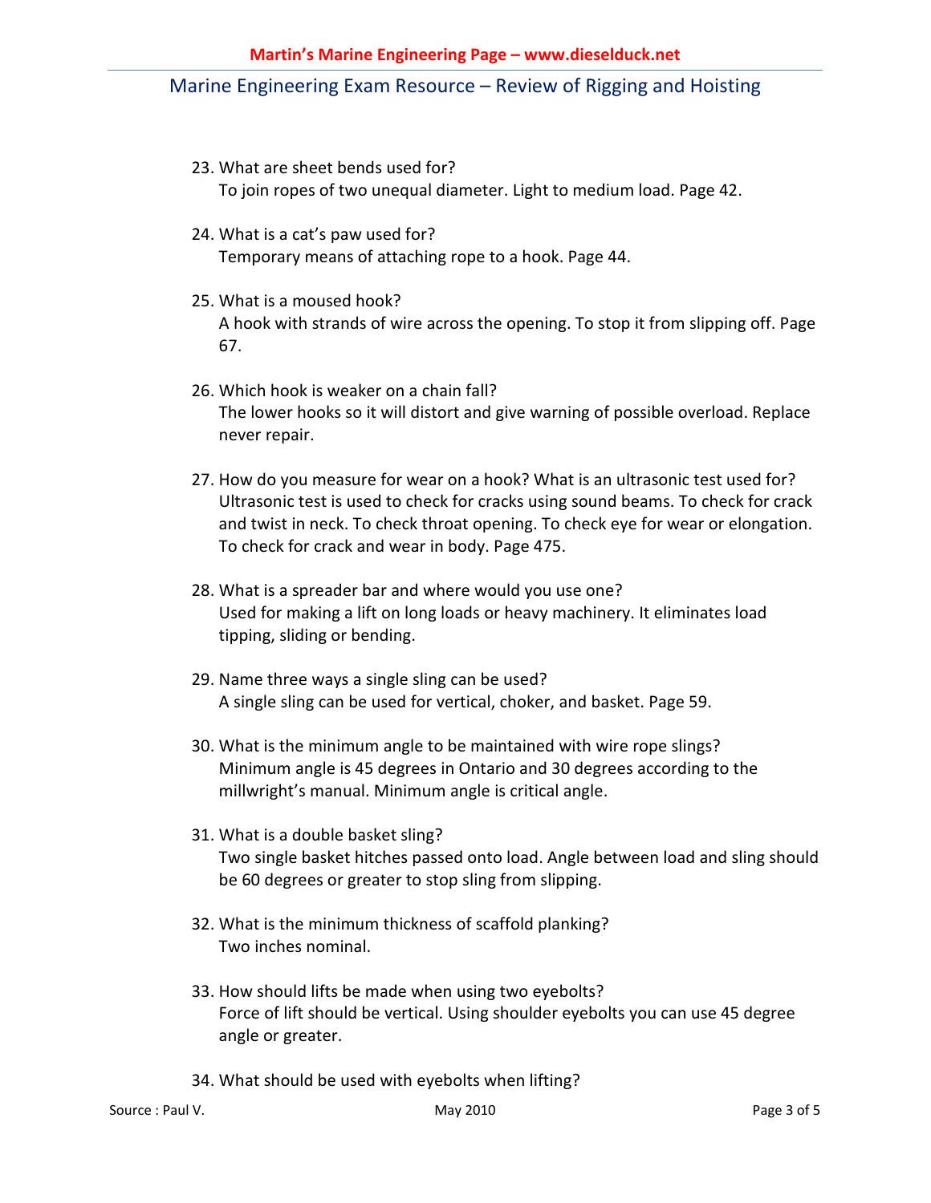23. What are sheet bends used for?
    To join ropes of two unequal diameter. Light to medium load. Page 42.

24. What is a cat's paw used for?
    Temporary means of attaching rope to a hook. Page 44.

25. What is a moused hook?
    A hook with strands of wire across the opening. To stop it from slipping off. Page 67.

26. Which hook is weaker on a chain fall?
    The lower hooks so it will distort and give warning of possible overload. Replace never repair.

27. How do you measure for wear on a hook? What is an ultrasonic test used for?
    Ultrasonic test is used to check for cracks using sound beams. To check for crack and twist in neck. To check throat opening. To check eye for wear or elongation. To check for crack and wear in body. Page 475.

28. What is a spreader bar and where would you use one?
    Used for making a lift on long loads or heavy machinery. It eliminates load tipping, sliding or bending.

29. Name three ways a single sling can be used?
    A single sling can be used for vertical, choker, and basket. Page 59.

30. What is the minimum angle to be maintained with wire rope slings?
    Minimum angle is 45 degrees in Ontario and 30 degrees according to the millwright's manual. Minimum angle is critical angle.

31. What is a double basket sling?
    Two single basket hitches passed onto load. Angle between load and sling should be 60 degrees or greater to stop sling from slipping.

32. What is the minimum thickness of scaffold planking?
    Two inches nominal.

33. How should lifts be made when using two eyebolts?
    Force of lift should be vertical. Using shoulder eyebolts you can use 45 degree angle or greater.

34. What should be used with eyebolts when lifting?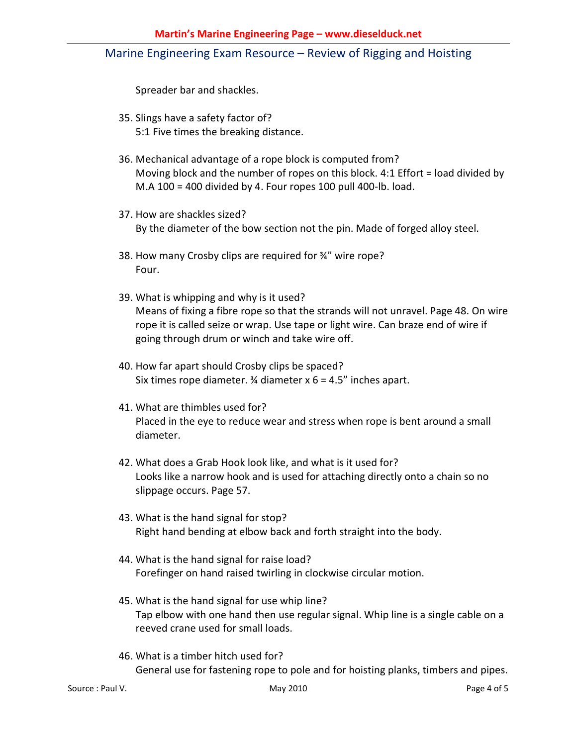Spreader bar and shackles.

35. Slings have a safety factor of?
    5:1 Five times the breaking distance.

36. Mechanical advantage of a rope block is computed from?
    Moving block and the number of ropes on this block. 4:1 Effort = load divided by M.A 100 = 400 divided by 4. Four ropes 100 pull 400-lb. load.

37. How are shackles sized?
    By the diameter of the bow section not the pin. Made of forged alloy steel.

38. How many Crosby clips are required for ¾” wire rope?
    Four.

39. What is whipping and why is it used?
    Means of fixing a fibre rope so that the strands will not unravel. Page 48. On wire rope it is called seize or wrap. Use tape or light wire. Can braze end of wire if going through drum or winch and take wire off.

40. How far apart should Crosby clips be spaced?
    Six times rope diameter. ¾ diameter x 6 = 4.5” inches apart.

41. What are thimbles used for?
    Placed in the eye to reduce wear and stress when rope is bent around a small diameter.

42. What does a Grab Hook look like, and what is it used for?
    Looks like a narrow hook and is used for attaching directly onto a chain so no slippage occurs. Page 57.

43. What is the hand signal for stop?
    Right hand bending at elbow back and forth straight into the body.

44. What is the hand signal for raise load?
    Forefinger on hand raised twirling in clockwise circular motion.

45. What is the hand signal for use whip line?
    Tap elbow with one hand then use regular signal. Whip line is a single cable on a reeved crane used for small loads.

46. What is a timber hitch used for?
    General use for fastening rope to pole and for hoisting planks, timbers and pipes.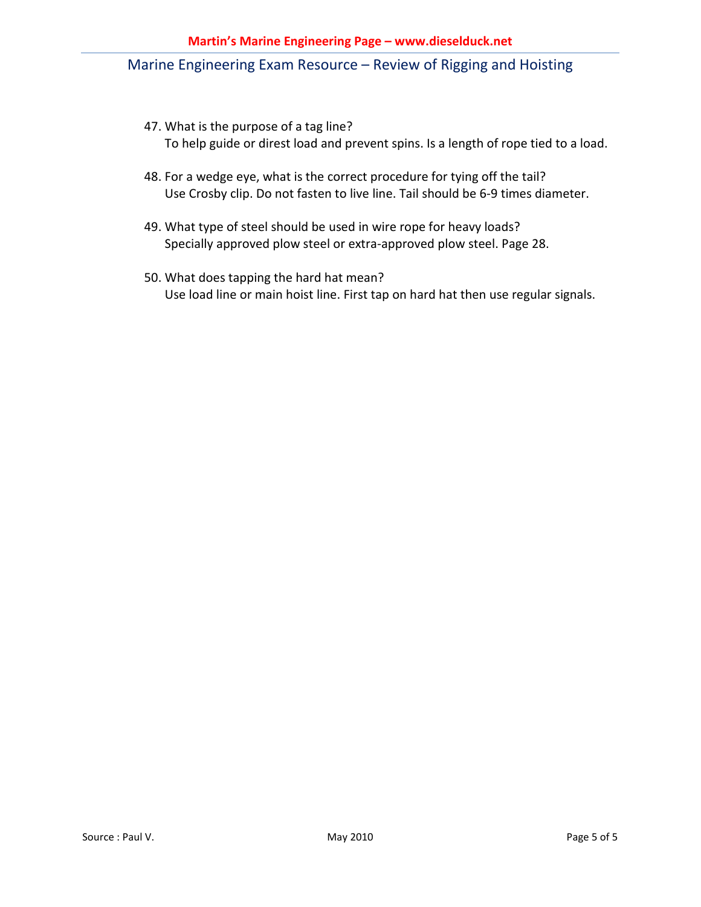47. What is the purpose of a tag line?
    To help guide or direst load and prevent spins. Is a length of rope tied to a load.

48. For a wedge eye, what is the correct procedure for tying off the tail?
    Use Crosby clip. Do not fasten to live line. Tail should be 6-9 times diameter.

49. What type of steel should be used in wire rope for heavy loads?
    Specially approved plow steel or extra-approved plow steel. Page 28.

50. What does tapping the hard hat mean?
    Use load line or main hoist line. First tap on hard hat then use regular signals.